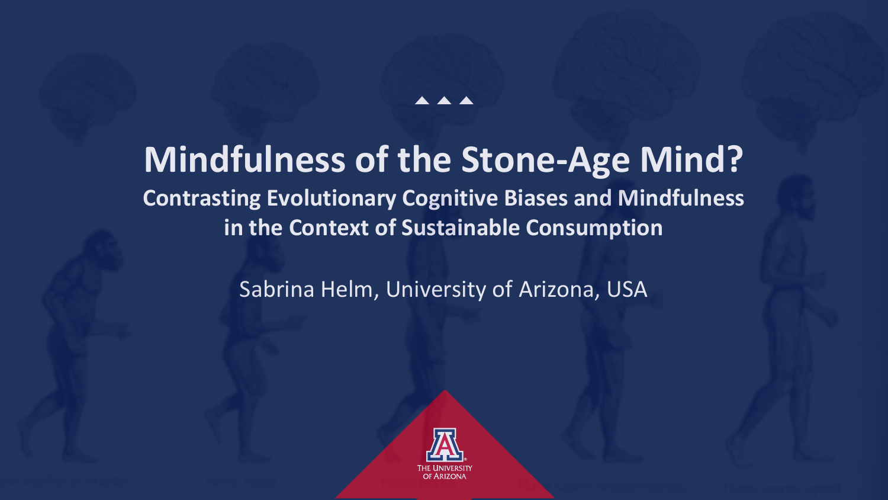# Mindfulness of the Stone-Age Mind?

## Contrasting Evolutionary Cognitive Biases and Mindfulness in the Context of Sustainable Consumption

Sabrina Helm, University of Arizona, USA

THE UNIVERSITY OF ARIZONA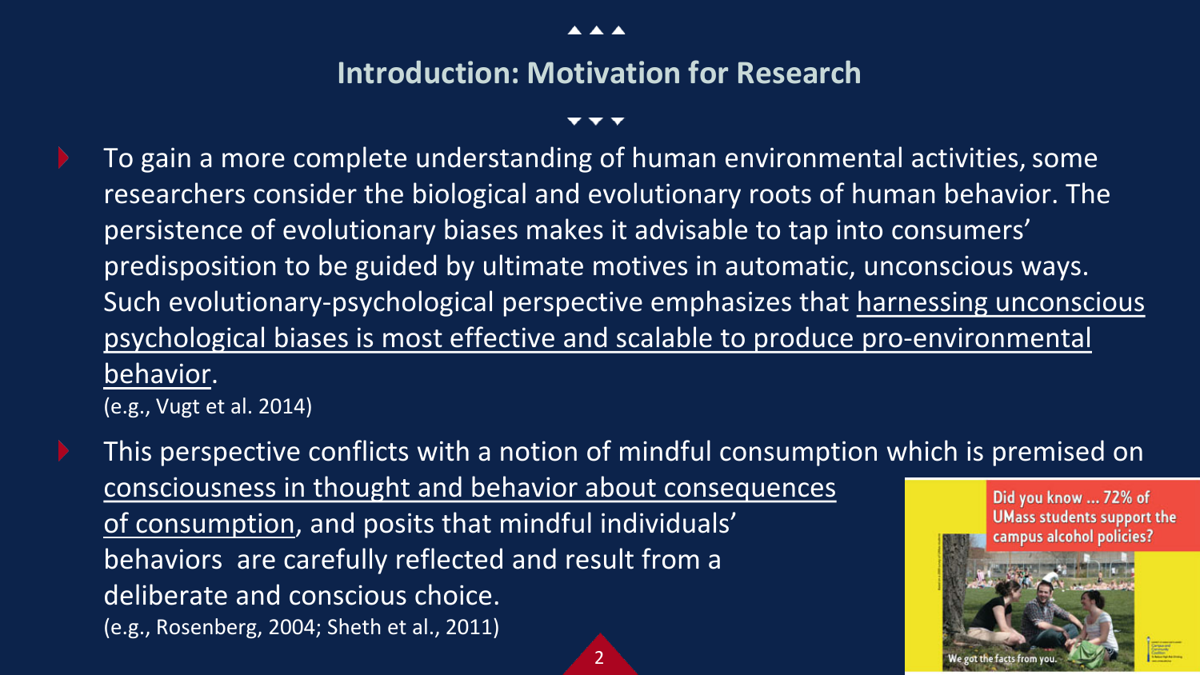## Introduction: Motivation for Research

- To gain a more complete understanding of human environmental activities, some researchers consider the biological and evolutionary roots of human behavior. The persistence of evolutionary biases makes it advisable to tap into consumers' predisposition to be guided by ultimate motives in automatic, unconscious ways. Such evolutionary-psychological perspective emphasizes that <u>harnessing unconscious psychological biases is most effective and scalable to produce pro-environmental behavior</u>.
  (e.g., Vugt et al. 2014)
- This perspective conflicts with a notion of mindful consumption which is premised on <u>consciousness in thought and behavior about consequences of consumption</u>, and posits that mindful individuals' behaviors are carefully reflected and result from a deliberate and conscious choice.
  (e.g., Rosenberg, 2004; Sheth et al., 2011)

Did you know ... 72% of UMass students support the campus alcohol policies?

We got the facts from you.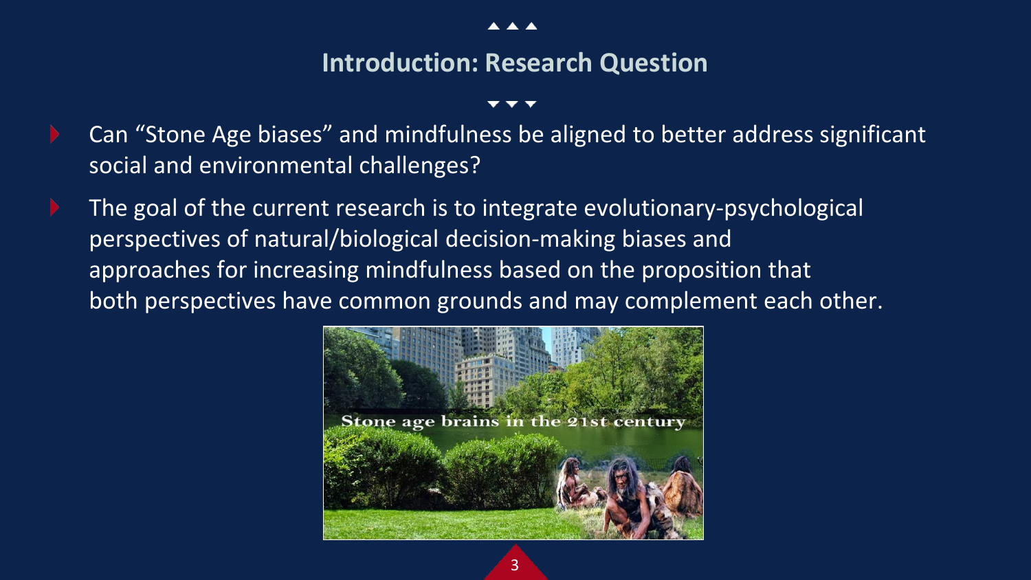## Introduction: Research Question

- Can "Stone Age biases" and mindfulness be aligned to better address significant social and environmental challenges?
- The goal of the current research is to integrate evolutionary-psychological perspectives of natural/biological decision-making biases and approaches for increasing mindfulness based on the proposition that both perspectives have common grounds and may complement each other.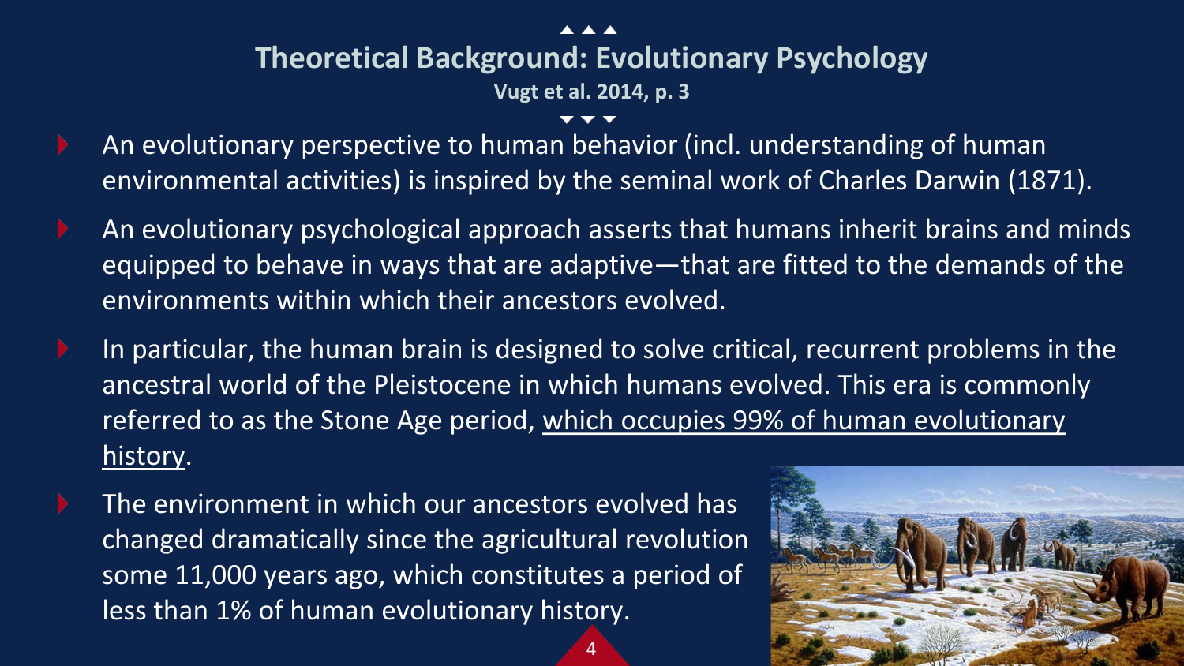# Theoretical Background: Evolutionary Psychology

**Vugt et al. 2014, p. 3**

- An evolutionary perspective to human behavior (incl. understanding of human environmental activities) is inspired by the seminal work of Charles Darwin (1871).
- An evolutionary psychological approach asserts that humans inherit brains and minds equipped to behave in ways that are adaptive—that are fitted to the demands of the environments within which their ancestors evolved.
- In particular, the human brain is designed to solve critical, recurrent problems in the ancestral world of the Pleistocene in which humans evolved. This era is commonly referred to as the Stone Age period, <u>which occupies 99% of human evolutionary history</u>.
- The environment in which our ancestors evolved has changed dramatically since the agricultural revolution some 11,000 years ago, which constitutes a period of less than 1% of human evolutionary history.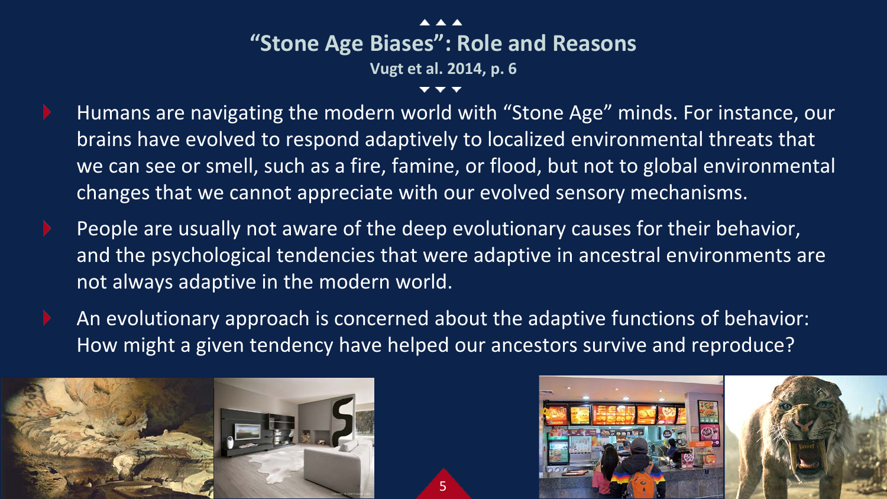## "Stone Age Biases": Role and Reasons

**Vugt et al. 2014, p. 6**

- Humans are navigating the modern world with "Stone Age" minds. For instance, our brains have evolved to respond adaptively to localized environmental threats that we can see or smell, such as a fire, famine, or flood, but not to global environmental changes that we cannot appreciate with our evolved sensory mechanisms.
- People are usually not aware of the deep evolutionary causes for their behavior, and the psychological tendencies that were adaptive in ancestral environments are not always adaptive in the modern world.
- An evolutionary approach is concerned about the adaptive functions of behavior: How might a given tendency have helped our ancestors survive and reproduce?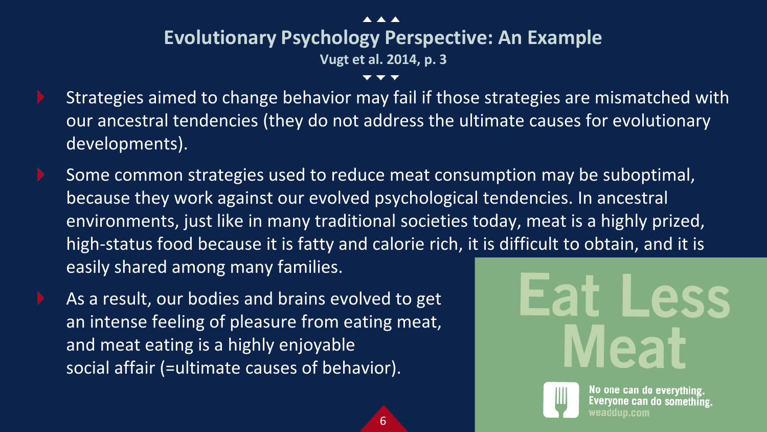## Evolutionary Psychology Perspective: An Example

**Vugt et al. 2014, p. 3**

- Strategies aimed to change behavior may fail if those strategies are mismatched with our ancestral tendencies (they do not address the ultimate causes for evolutionary developments).
- Some common strategies used to reduce meat consumption may be suboptimal, because they work against our evolved psychological tendencies. In ancestral environments, just like in many traditional societies today, meat is a highly prized, high-status food because it is fatty and calorie rich, it is difficult to obtain, and it is easily shared among many families.
- As a result, our bodies and brains evolved to get an intense feeling of pleasure from eating meat, and meat eating is a highly enjoyable social affair (=ultimate causes of behavior).

Eat Less Meat

No one can do everything. Everyone can do something.
weaddup.com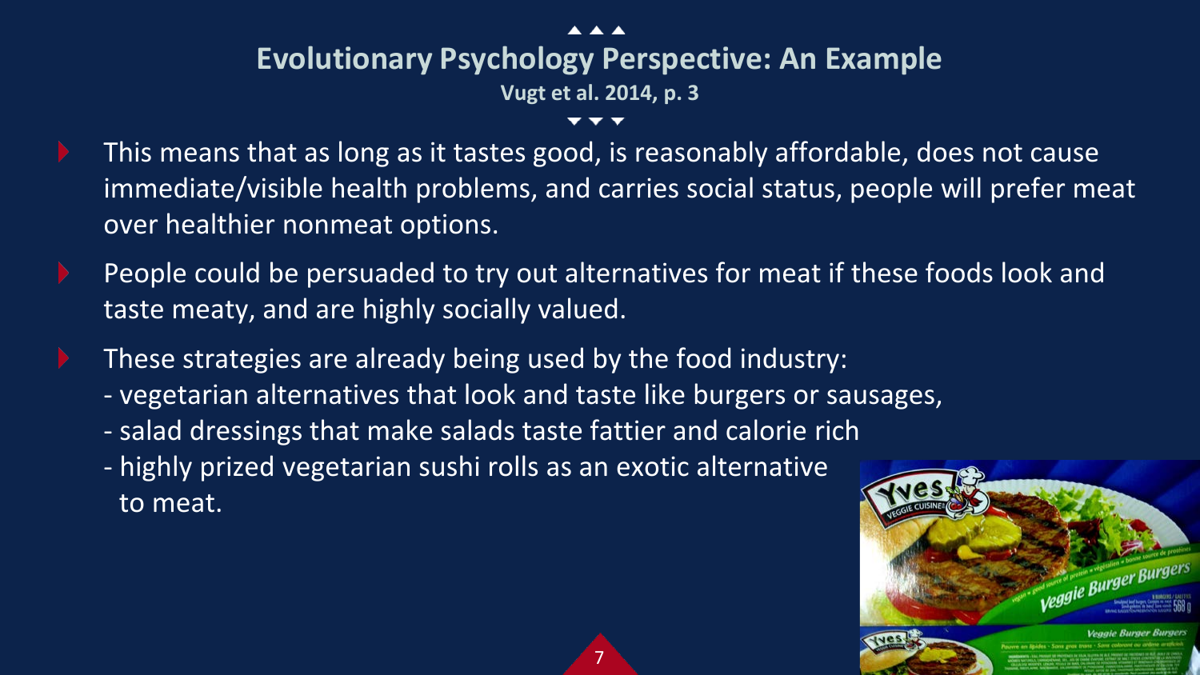# Evolutionary Psychology Perspective: An Example

**Vugt et al. 2014, p. 3**

- This means that as long as it tastes good, is reasonably affordable, does not cause immediate/visible health problems, and carries social status, people will prefer meat over healthier nonmeat options.
- People could be persuaded to try out alternatives for meat if these foods look and taste meaty, and are highly socially valued.
- These strategies are already being used by the food industry:
  - vegetarian alternatives that look and taste like burgers or sausages,
  - salad dressings that make salads taste fattier and calorie rich
  - highly prized vegetarian sushi rolls as an exotic alternative to meat.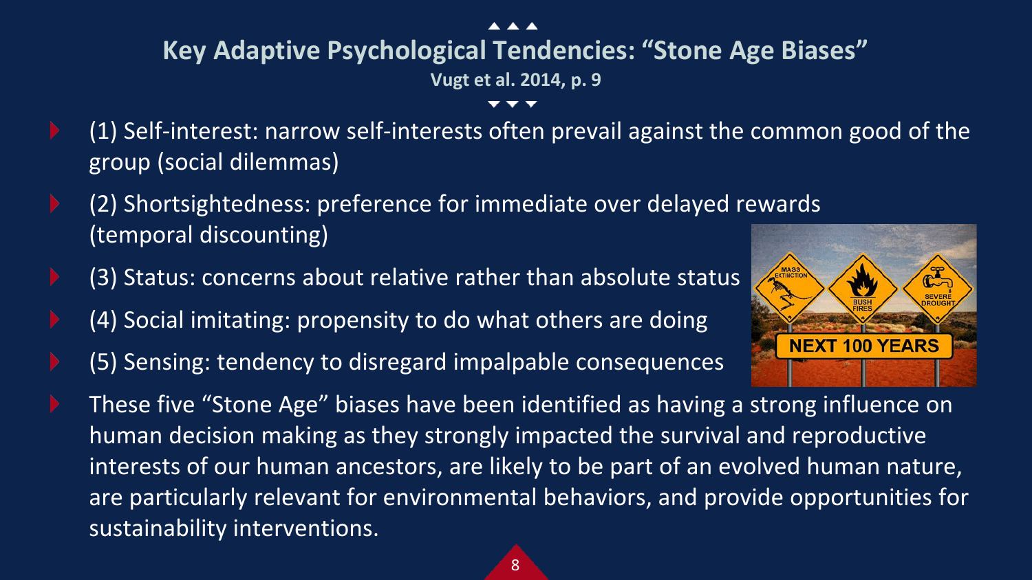## Key Adaptive Psychological Tendencies: “Stone Age Biases”

**Vugt et al. 2014, p. 9**

- (1) Self-interest: narrow self-interests often prevail against the common good of the group (social dilemmas)
- (2) Shortsightedness: preference for immediate over delayed rewards (temporal discounting)
- (3) Status: concerns about relative rather than absolute status
- (4) Social imitating: propensity to do what others are doing
- (5) Sensing: tendency to disregard impalpable consequences
- These five “Stone Age” biases have been identified as having a strong influence on human decision making as they strongly impacted the survival and reproductive interests of our human ancestors, are likely to be part of an evolved human nature, are particularly relevant for environmental behaviors, and provide opportunities for sustainability interventions.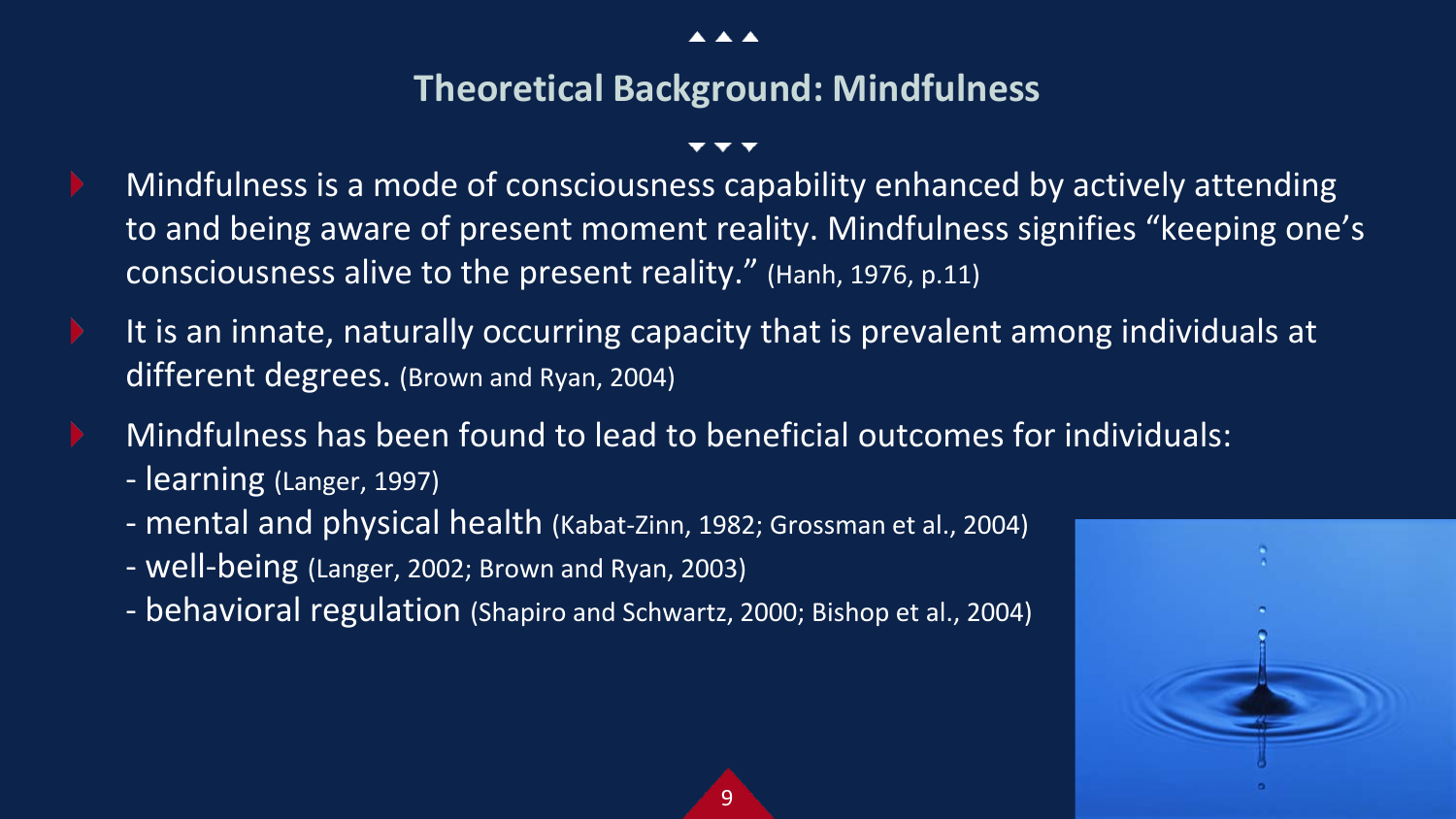## Theoretical Background: Mindfulness

- Mindfulness is a mode of consciousness capability enhanced by actively attending to and being aware of present moment reality. Mindfulness signifies "keeping one's consciousness alive to the present reality." (Hanh, 1976, p.11)
- It is an innate, naturally occurring capacity that is prevalent among individuals at different degrees. (Brown and Ryan, 2004)
- Mindfulness has been found to lead to beneficial outcomes for individuals:
  - learning (Langer, 1997)
  - mental and physical health (Kabat-Zinn, 1982; Grossman et al., 2004)
  - well-being (Langer, 2002; Brown and Ryan, 2003)
  - behavioral regulation (Shapiro and Schwartz, 2000; Bishop et al., 2004)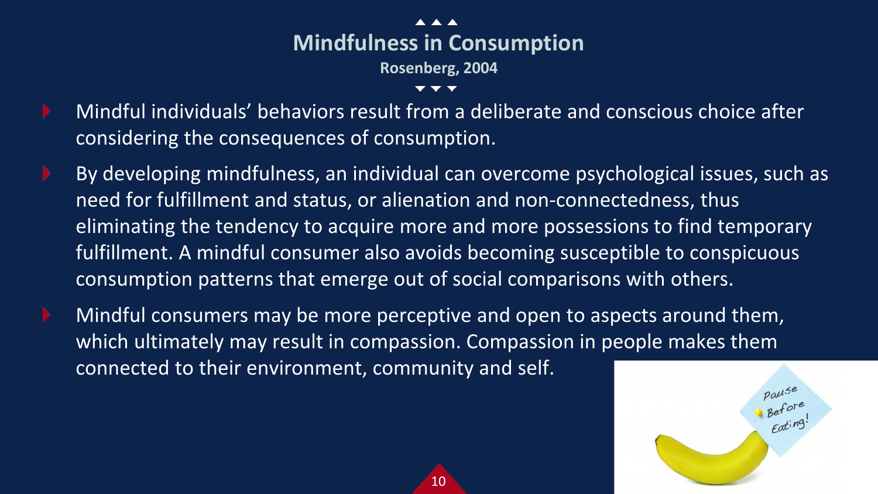# Mindfulness in Consumption

**Rosenberg, 2004**

- Mindful individuals' behaviors result from a deliberate and conscious choice after considering the consequences of consumption.
- By developing mindfulness, an individual can overcome psychological issues, such as need for fulfillment and status, or alienation and non-connectedness, thus eliminating the tendency to acquire more and more possessions to find temporary fulfillment. A mindful consumer also avoids becoming susceptible to conspicuous consumption patterns that emerge out of social comparisons with others.
- Mindful consumers may be more perceptive and open to aspects around them, which ultimately may result in compassion. Compassion in people makes them connected to their environment, community and self.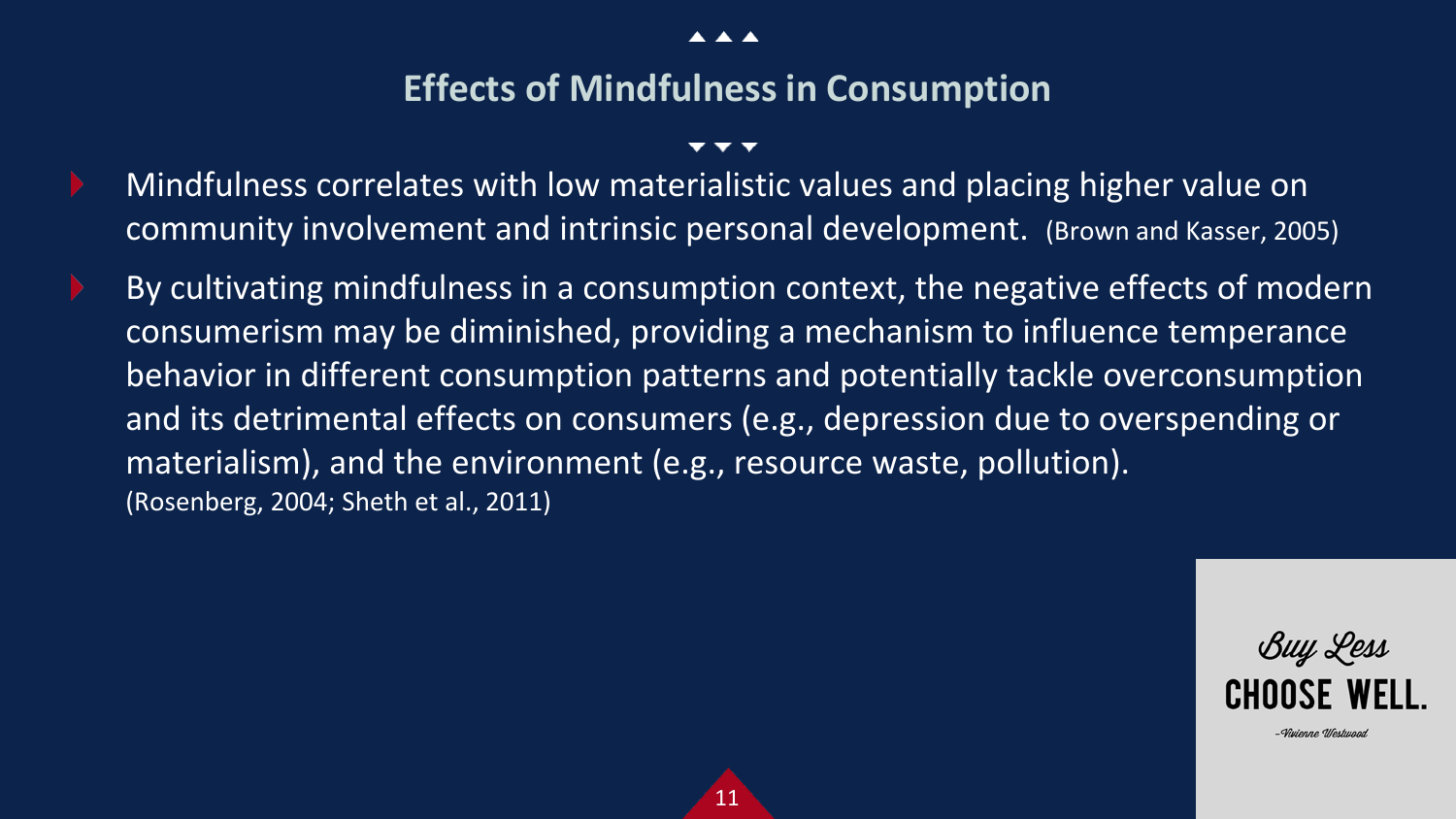## Effects of Mindfulness in Consumption

- Mindfulness correlates with low materialistic values and placing higher value on community involvement and intrinsic personal development. (Brown and Kasser, 2005)
- By cultivating mindfulness in a consumption context, the negative effects of modern consumerism may be diminished, providing a mechanism to influence temperance behavior in different consumption patterns and potentially tackle overconsumption and its detrimental effects on consumers (e.g., depression due to overspending or materialism), and the environment (e.g., resource waste, pollution). (Rosenberg, 2004; Sheth et al., 2011)

Buy Less
CHOOSE WELL.
–Vivienne Westwood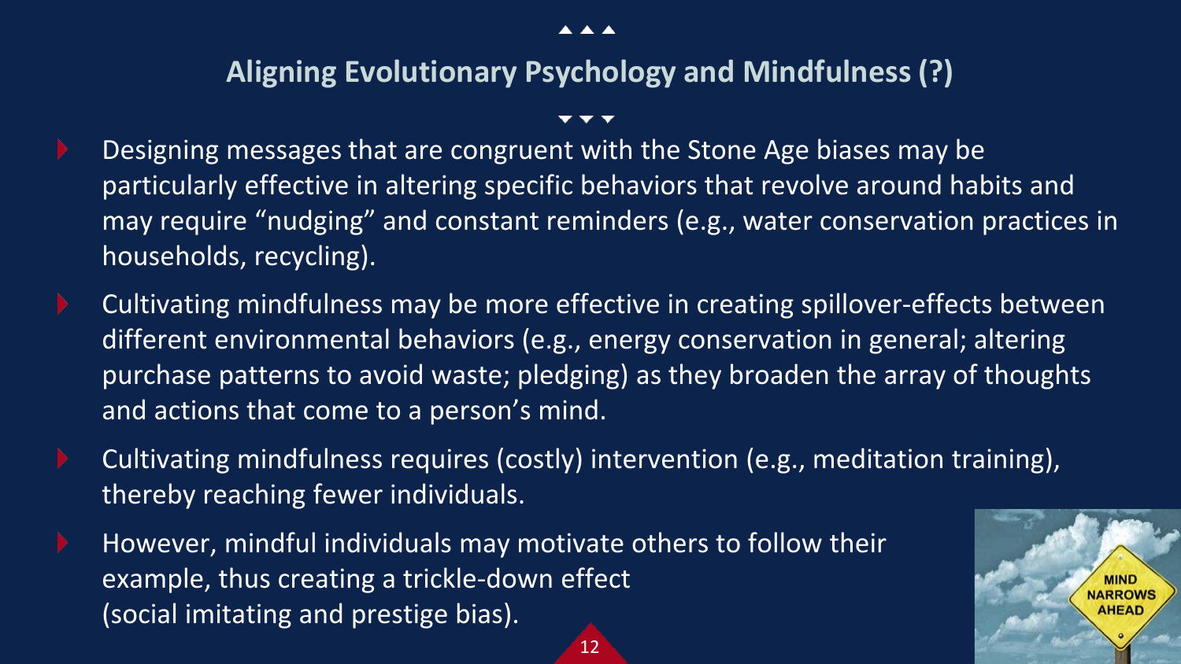## Aligning Evolutionary Psychology and Mindfulness (?)

- Designing messages that are congruent with the Stone Age biases may be particularly effective in altering specific behaviors that revolve around habits and may require “nudging” and constant reminders (e.g., water conservation practices in households, recycling).
- Cultivating mindfulness may be more effective in creating spillover-effects between different environmental behaviors (e.g., energy conservation in general; altering purchase patterns to avoid waste; pledging) as they broaden the array of thoughts and actions that come to a person’s mind.
- Cultivating mindfulness requires (costly) intervention (e.g., meditation training), thereby reaching fewer individuals.
- However, mindful individuals may motivate others to follow their example, thus creating a trickle-down effect (social imitating and prestige bias).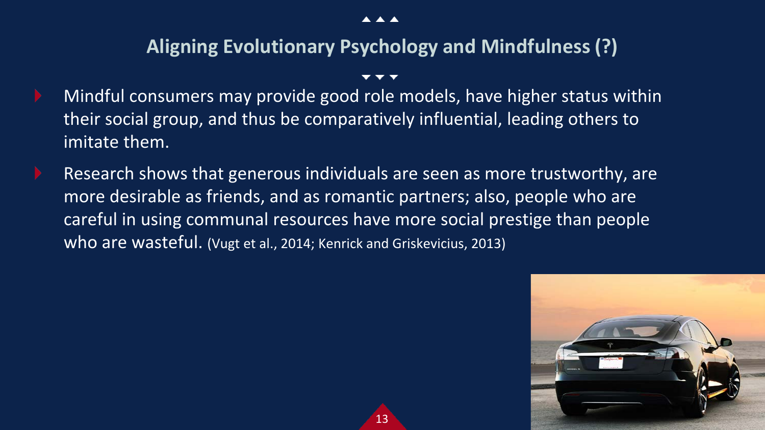## Aligning Evolutionary Psychology and Mindfulness (?)

- Mindful consumers may provide good role models, have higher status within their social group, and thus be comparatively influential, leading others to imitate them.
- Research shows that generous individuals are seen as more trustworthy, are more desirable as friends, and as romantic partners; also, people who are careful in using communal resources have more social prestige than people who are wasteful. (Vugt et al., 2014; Kenrick and Griskevicius, 2013)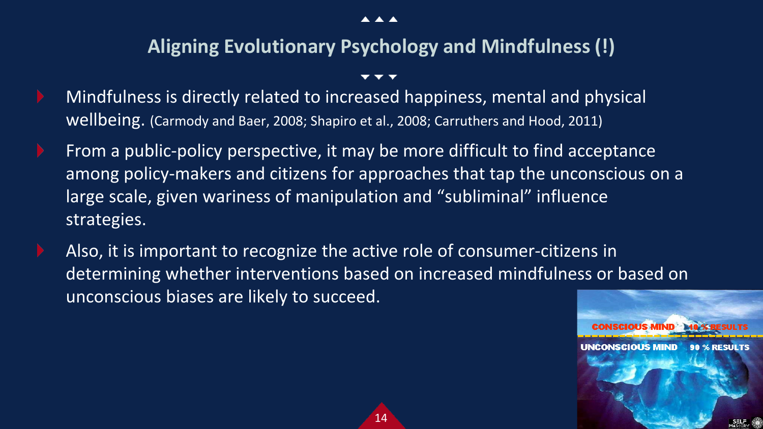## Aligning Evolutionary Psychology and Mindfulness (!)

- Mindfulness is directly related to increased happiness, mental and physical wellbeing. (Carmody and Baer, 2008; Shapiro et al., 2008; Carruthers and Hood, 2011)
- From a public-policy perspective, it may be more difficult to find acceptance among policy-makers and citizens for approaches that tap the unconscious on a large scale, given wariness of manipulation and "subliminal" influence strategies.
- Also, it is important to recognize the active role of consumer-citizens in determining whether interventions based on increased mindfulness or based on unconscious biases are likely to succeed.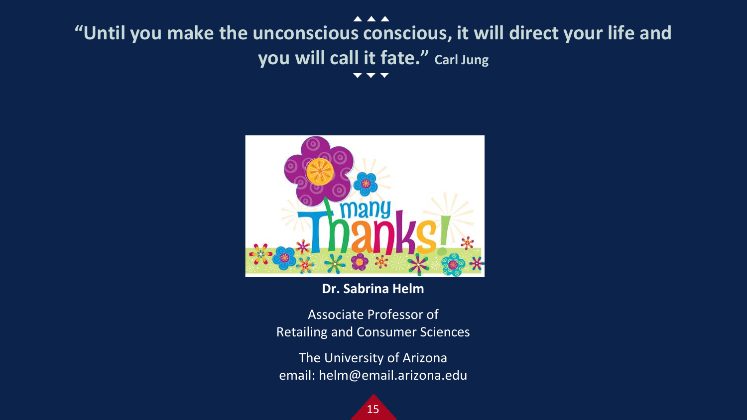**“Until you make the unconscious conscious, it will direct your life and you will call it fate.”** **Carl Jung**

**Dr. Sabrina Helm**

Associate Professor of
Retailing and Consumer Sciences

The University of Arizona
email: helm@email.arizona.edu